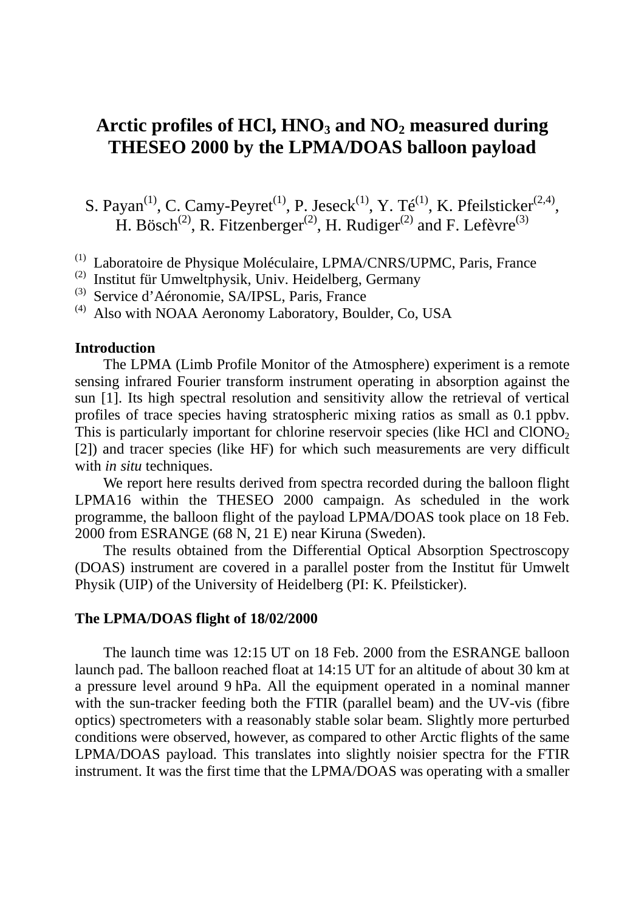# Arctic profiles of HCl, $HNO_3$ and $NO_2$ measured during THESEO 2000 by the LPMA/DOAS balloon payload

S. Payan[(1)], C. Camy-Peyret[(1)], P. Jeseck[(1)], Y. Té[(1)], K. Pfeilsticker[(2,4)], H. Bösch[(2)], R. Fitzenberger[(2)], H. Rudiger[(2)] and F. Lefèvre[(3)]

(1) Laboratoire de Physique Moléculaire, LPMA/CNRS/UPMC, Paris, France
(2) Institut für Umweltphysik, Univ. Heidelberg, Germany
(3) Service d'Aéronomie, SA/IPSL, Paris, France
(4) Also with NOAA Aeronomy Laboratory, Boulder, Co, USA

## Introduction

The LPMA (Limb Profile Monitor of the Atmosphere) experiment is a remote sensing infrared Fourier transform instrument operating in absorption against the sun [1]. Its high spectral resolution and sensitivity allow the retrieval of vertical profiles of trace species having stratospheric mixing ratios as small as 0.1 ppbv. This is particularly important for chlorine reservoir species (like HCl and $ClONO_2$ [2]) and tracer species (like HF) for which such measurements are very difficult with *in situ* techniques.

We report here results derived from spectra recorded during the balloon flight LPMA16 within the THESEO 2000 campaign. As scheduled in the work programme, the balloon flight of the payload LPMA/DOAS took place on 18 Feb. 2000 from ESRANGE (68 N, 21 E) near Kiruna (Sweden).

The results obtained from the Differential Optical Absorption Spectroscopy (DOAS) instrument are covered in a parallel poster from the Institut für Umwelt Physik (UIP) of the University of Heidelberg (PI: K. Pfeilsticker).

## The LPMA/DOAS flight of 18/02/2000

The launch time was 12:15 UT on 18 Feb. 2000 from the ESRANGE balloon launch pad. The balloon reached float at 14:15 UT for an altitude of about 30 km at a pressure level around 9 hPa. All the equipment operated in a nominal manner with the sun-tracker feeding both the FTIR (parallel beam) and the UV-vis (fibre optics) spectrometers with a reasonably stable solar beam. Slightly more perturbed conditions were observed, however, as compared to other Arctic flights of the same LPMA/DOAS payload. This translates into slightly noisier spectra for the FTIR instrument. It was the first time that the LPMA/DOAS was operating with a smaller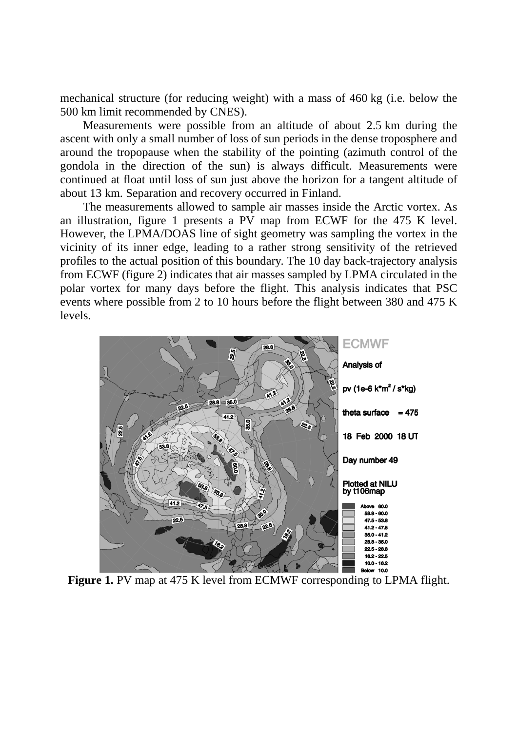mechanical structure (for reducing weight) with a mass of 460 kg (i.e. below the 500 km limit recommended by CNES).

Measurements were possible from an altitude of about 2.5 km during the ascent with only a small number of loss of sun periods in the dense troposphere and around the tropopause when the stability of the pointing (azimuth control of the gondola in the direction of the sun) is always difficult. Measurements were continued at float until loss of sun just above the horizon for a tangent altitude of about 13 km. Separation and recovery occurred in Finland.

The measurements allowed to sample air masses inside the Arctic vortex. As an illustration, figure 1 presents a PV map from ECWF for the 475 K level. However, the LPMA/DOAS line of sight geometry was sampling the vortex in the vicinity of its inner edge, leading to a rather strong sensitivity of the retrieved profiles to the actual position of this boundary. The 10 day back-trajectory analysis from ECWF (figure 2) indicates that air masses sampled by LPMA circulated in the polar vortex for many days before the flight. This analysis indicates that PSC events where possible from 2 to 10 hours before the flight between 380 and 475 K levels.

**Figure 1.** PV map at 475 K level from ECMWF corresponding to LPMA flight.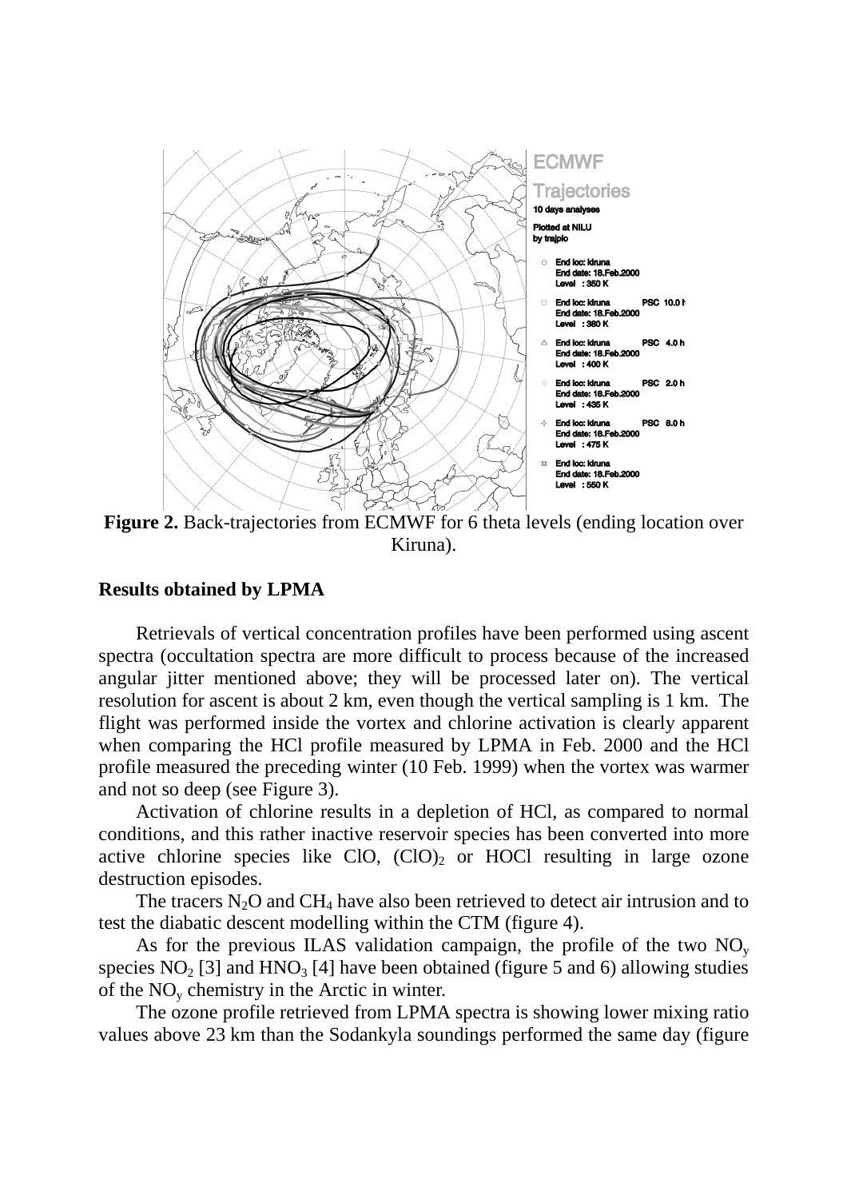**Figure 2.** Back-trajectories from ECMWF for 6 theta levels (ending location over Kiruna).

**Results obtained by LPMA**

Retrievals of vertical concentration profiles have been performed using ascent spectra (occultation spectra are more difficult to process because of the increased angular jitter mentioned above; they will be processed later on). The vertical resolution for ascent is about 2 km, even though the vertical sampling is 1 km. The flight was performed inside the vortex and chlorine activation is clearly apparent when comparing the HCl profile measured by LPMA in Feb. 2000 and the HCl profile measured the preceding winter (10 Feb. 1999) when the vortex was warmer and not so deep (see Figure 3).

Activation of chlorine results in a depletion of HCl, as compared to normal conditions, and this rather inactive reservoir species has been converted into more active chlorine species like ClO, $(ClO)_2$ or HOCl resulting in large ozone destruction episodes.

The tracers $N_2O$ and $CH_4$ have also been retrieved to detect air intrusion and to test the diabatic descent modelling within the CTM (figure 4).

As for the previous ILAS validation campaign, the profile of the two $NO_y$ species $NO_2$ [3] and $HNO_3$ [4] have been obtained (figure 5 and 6) allowing studies of the $NO_y$ chemistry in the Arctic in winter.

The ozone profile retrieved from LPMA spectra is showing lower mixing ratio values above 23 km than the Sodankyla soundings performed the same day (figure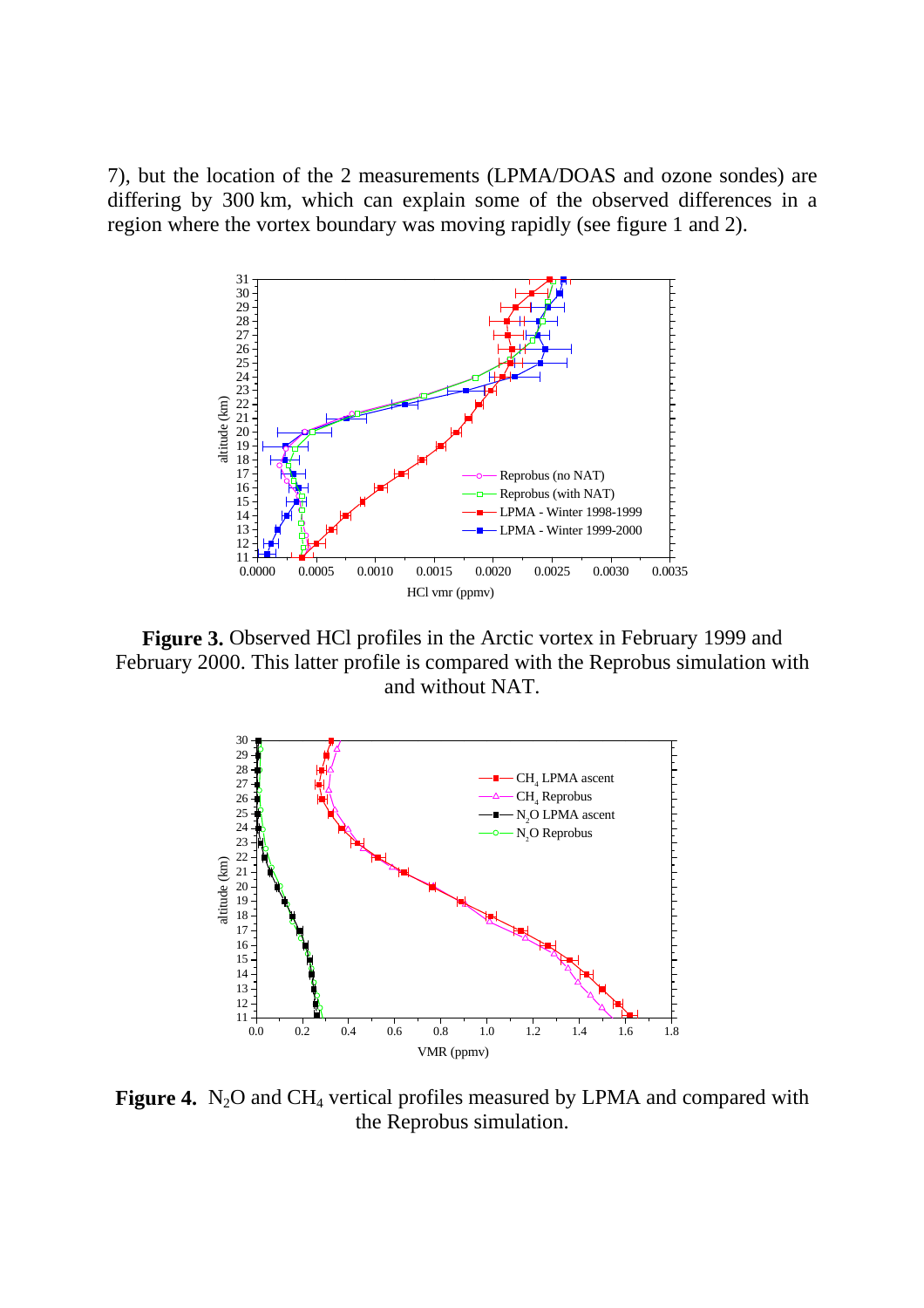7), but the location of the 2 measurements (LPMA/DOAS and ozone sondes) are differing by 300 km, which can explain some of the observed differences in a region where the vortex boundary was moving rapidly (see figure 1 and 2).

**Figure 3.** Observed HCl profiles in the Arctic vortex in February 1999 and February 2000. This latter profile is compared with the Reprobus simulation with and without NAT.

**Figure 4.** $N_2O$ and $CH_4$ vertical profiles measured by LPMA and compared with the Reprobus simulation.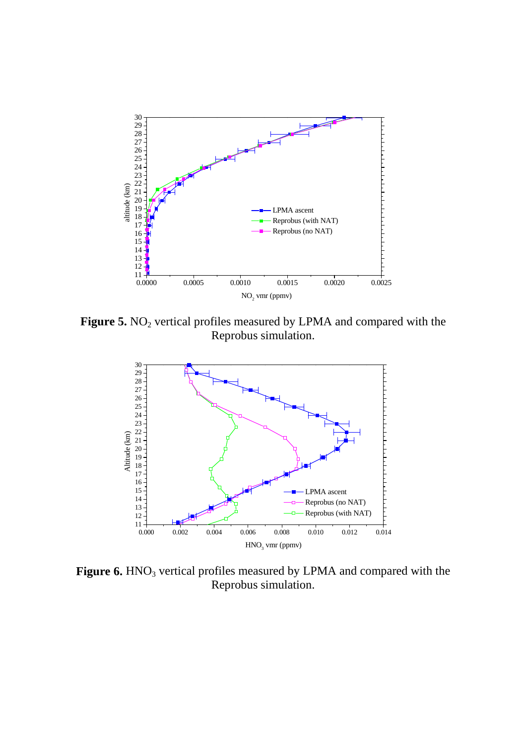**Figure 5.** $NO_2$ vertical profiles measured by LPMA and compared with the Reprobus simulation.

**Figure 6.** $HNO_3$ vertical profiles measured by LPMA and compared with the Reprobus simulation.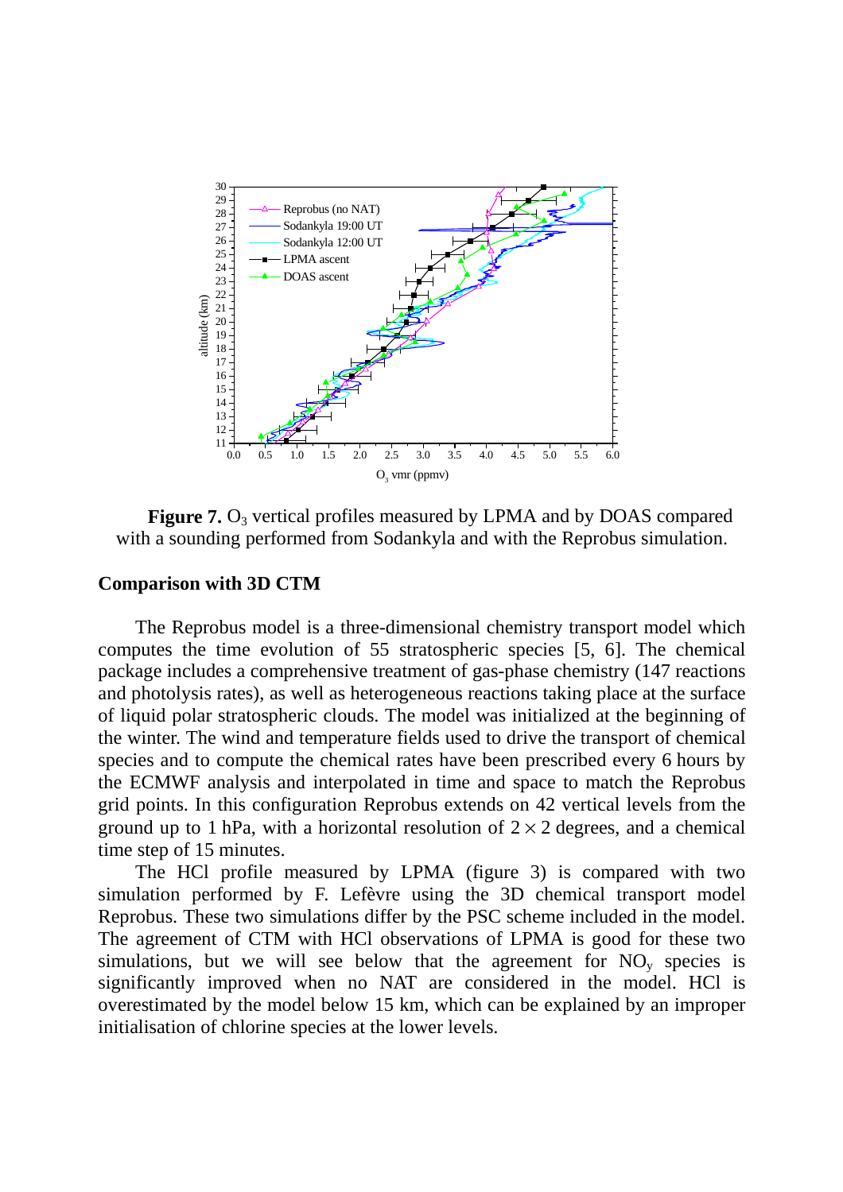**Figure 7.** $O_3$ vertical profiles measured by LPMA and by DOAS compared with a sounding performed from Sodankyla and with the Reprobus simulation.

**Comparison with 3D CTM**

The Reprobus model is a three-dimensional chemistry transport model which computes the time evolution of 55 stratospheric species [5, 6]. The chemical package includes a comprehensive treatment of gas-phase chemistry (147 reactions and photolysis rates), as well as heterogeneous reactions taking place at the surface of liquid polar stratospheric clouds. The model was initialized at the beginning of the winter. The wind and temperature fields used to drive the transport of chemical species and to compute the chemical rates have been prescribed every 6 hours by the ECMWF analysis and interpolated in time and space to match the Reprobus grid points. In this configuration Reprobus extends on 42 vertical levels from the ground up to 1 hPa, with a horizontal resolution of $2 \times 2$ degrees, and a chemical time step of 15 minutes.

The HCl profile measured by LPMA (figure 3) is compared with two simulation performed by F. Lefèvre using the 3D chemical transport model Reprobus. These two simulations differ by the PSC scheme included in the model. The agreement of CTM with HCl observations of LPMA is good for these two simulations, but we will see below that the agreement for $NO_y$ species is significantly improved when no NAT are considered in the model. HCl is overestimated by the model below 15 km, which can be explained by an improper initialisation of chlorine species at the lower levels.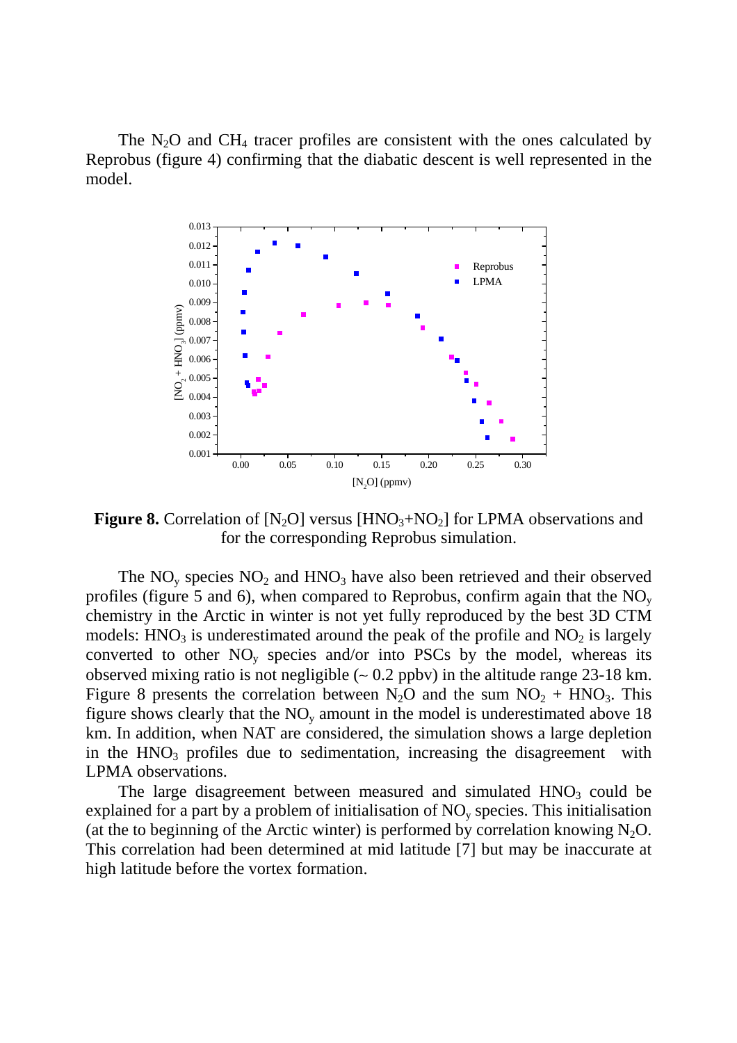The $N_2O$ and $CH_4$ tracer profiles are consistent with the ones calculated by Reprobus (figure 4) confirming that the diabatic descent is well represented in the model.

**Figure 8.** Correlation of $[N_2O]$ versus $[HNO_3+NO_2]$ for LPMA observations and for the corresponding Reprobus simulation.

The $NO_y$ species $NO_2$ and $HNO_3$ have also been retrieved and their observed profiles (figure 5 and 6), when compared to Reprobus, confirm again that the $NO_y$ chemistry in the Arctic in winter is not yet fully reproduced by the best 3D CTM models: $HNO_3$ is underestimated around the peak of the profile and $NO_2$ is largely converted to other $NO_y$ species and/or into PSCs by the model, whereas its observed mixing ratio is not negligible (~ 0.2 ppbv) in the altitude range 23-18 km. Figure 8 presents the correlation between $N_2O$ and the sum $NO_2$ + $HNO_3$. This figure shows clearly that the $NO_y$ amount in the model is underestimated above 18 km. In addition, when NAT are considered, the simulation shows a large depletion in the $HNO_3$ profiles due to sedimentation, increasing the disagreement with LPMA observations.

The large disagreement between measured and simulated $HNO_3$ could be explained for a part by a problem of initialisation of $NO_y$ species. This initialisation (at the to beginning of the Arctic winter) is performed by correlation knowing $N_2O$. This correlation had been determined at mid latitude [7] but may be inaccurate at high latitude before the vortex formation.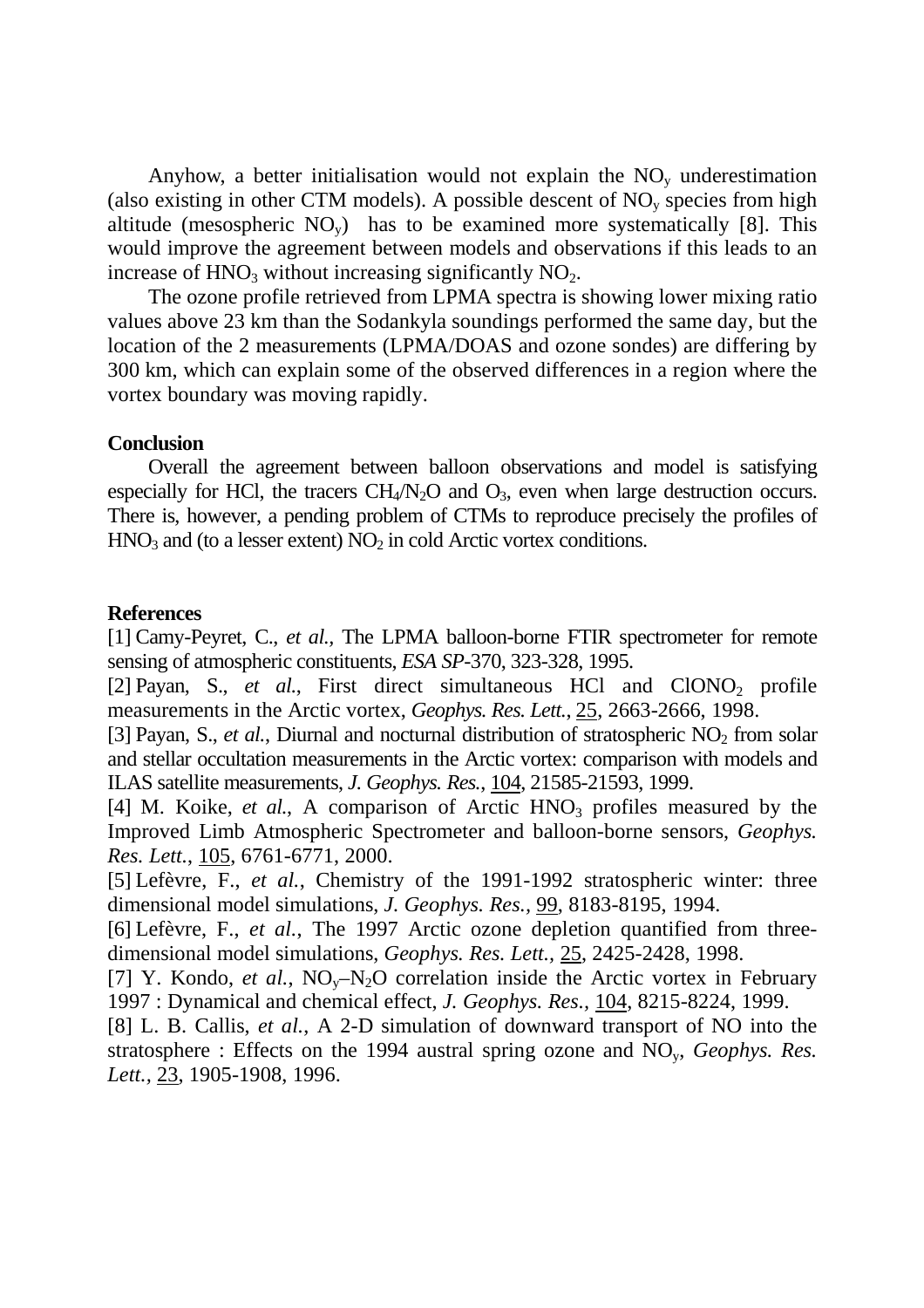Anyhow, a better initialisation would not explain the $NO_y$ underestimation (also existing in other CTM models). A possible descent of $NO_y$ species from high altitude (mesospheric $NO_y$) has to be examined more systematically [8]. This would improve the agreement between models and observations if this leads to an increase of $HNO_3$ without increasing significantly $NO_2$.

The ozone profile retrieved from LPMA spectra is showing lower mixing ratio values above 23 km than the Sodankyla soundings performed the same day, but the location of the 2 measurements (LPMA/DOAS and ozone sondes) are differing by 300 km, which can explain some of the observed differences in a region where the vortex boundary was moving rapidly.

**Conclusion**

Overall the agreement between balloon observations and model is satisfying especially for HCl, the tracers $CH_4/N_2O$ and $O_3$, even when large destruction occurs. There is, however, a pending problem of CTMs to reproduce precisely the profiles of $HNO_3$ and (to a lesser extent) $NO_2$ in cold Arctic vortex conditions.

**References**

[1] Camy-Peyret, C., *et al.*, The LPMA balloon-borne FTIR spectrometer for remote sensing of atmospheric constituents, *ESA SP*-370, 323-328, 1995.

[2] Payan, S., *et al.*, First direct simultaneous HCl and $ClONO_2$ profile measurements in the Arctic vortex, *Geophys. Res. Lett.*, 25, 2663-2666, 1998.

[3] Payan, S., *et al.*, Diurnal and nocturnal distribution of stratospheric $NO_2$ from solar and stellar occultation measurements in the Arctic vortex: comparison with models and ILAS satellite measurements, *J. Geophys. Res.*, 104, 21585-21593, 1999.

[4] M. Koike, *et al.*, A comparison of Arctic $HNO_3$ profiles measured by the Improved Limb Atmospheric Spectrometer and balloon-borne sensors, *Geophys. Res. Lett.*, 105, 6761-6771, 2000.

[5] Lefèvre, F., *et al.*, Chemistry of the 1991-1992 stratospheric winter: three dimensional model simulations, *J. Geophys. Res.*, 99, 8183-8195, 1994.

[6] Lefèvre, F., *et al.*, The 1997 Arctic ozone depletion quantified from three-dimensional model simulations, *Geophys. Res. Lett.*, 25, 2425-2428, 1998.

[7] Y. Kondo, *et al.*, $NO_y$–$N_2O$ correlation inside the Arctic vortex in February 1997 : Dynamical and chemical effect, *J. Geophys. Res.*, 104, 8215-8224, 1999.

[8] L. B. Callis, *et al.*, A 2-D simulation of downward transport of NO into the stratosphere : Effects on the 1994 austral spring ozone and $NO_y$, *Geophys. Res. Lett.*, 23, 1905-1908, 1996.